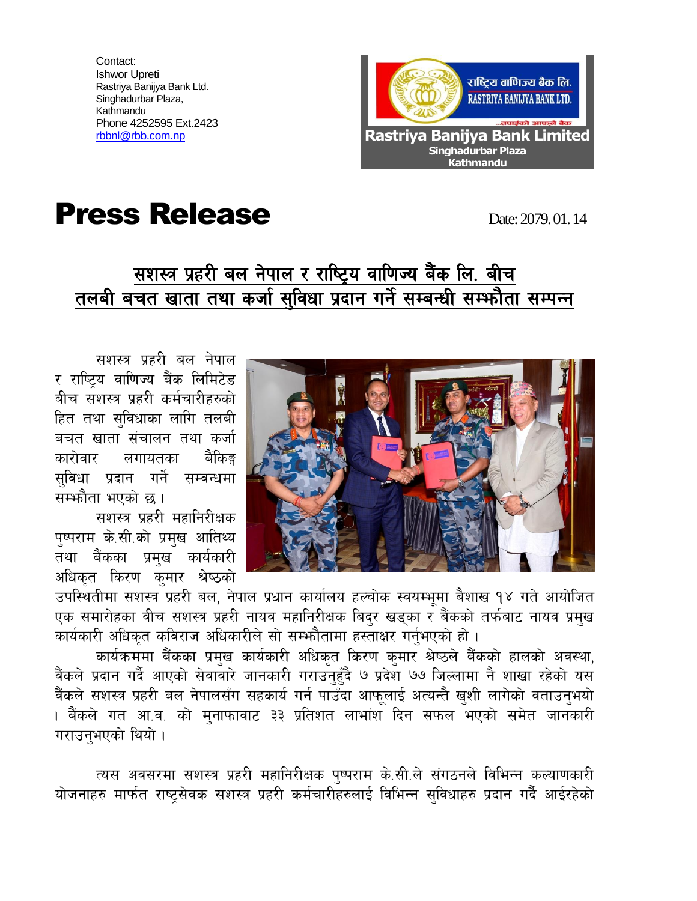Contact:
Ishwor Upreti
Rastriya Banijya Bank Ltd.
Singhadurbar Plaza,
Kathmandu
Phone 4252595 Ext.2423
rbbnl@rbb.com.np

राष्ट्रिय वाणिज्य बैंक लि.
RASTRIYA BANIJYA BANK LTD.
...तपाईंको आफ्नै बैंक

**Rastriya Banijya Bank Limited**
**Singhadurbar Plaza**
**Kathmandu**

# Press Release

Date: 2079. 01. 14

## सशस्त्र प्रहरी बल नेपाल र राष्ट्रिय वाणिज्य बैंक लि. बीच तलबी बचत खाता तथा कर्जा सुविधा प्रदान गर्ने सम्बन्धी सम्झौता सम्पन्न

सशस्त्र प्रहरी बल नेपाल र राष्ट्रिय वाणिज्य बैंक लिमिटेड बीच सशस्त्र प्रहरी कर्मचारीहरुको हित तथा सुविधाका लागि तलबी बचत खाता संचालन तथा कर्जा कारोवार लगायतका बैंकिङ्ग सुविधा प्रदान गर्ने सम्वन्धमा सम्झौता भएको छ ।

सशस्त्र प्रहरी महानिरीक्षक पुष्पराम के.सी.को प्रमुख आतिथ्य तथा बैंकका प्रमुख कार्यकारी अधिकृत किरण कुमार श्रेष्ठको उपस्थितीमा सशस्त्र प्रहरी बल, नेपाल प्रधान कार्यालय हल्चोक स्वयम्भूमा बैशाख १४ गते आयोजित एक समारोहका बीच सशस्त्र प्रहरी नायव महानिरीक्षक बिदुर खड्का र बैंकको तर्फबाट नायव प्रमुख कार्यकारी अधिकृत कविराज अधिकारीले सो सम्झौतामा हस्ताक्षर गर्नुभएको हो ।

कार्यक्रममा बैंकका प्रमुख कार्यकारी अधिकृत किरण कुमार श्रेष्ठले बैंकको हालको अवस्था, बैंकले प्रदान गर्दै आएको सेवावारे जानकारी गराउनुहुँदै ७ प्रदेश ७७ जिल्लामा नै शाखा रहेको यस बैंकले सशस्त्र प्रहरी बल नेपालसँग सहकार्य गर्न पाउँदा आफूलाई अत्यन्तै खुशी लागेको वताउनुभयो । बैंकले गत आ.व. को मुनाफावाट ३३ प्रतिशत लाभांश दिन सफल भएको समेत जानकारी गराउनुभएको थियो ।

त्यस अवसरमा सशस्त्र प्रहरी महानिरीक्षक पुष्पराम के.सी.ले संगठनले विभिन्न कल्याणकारी योजनाहरु मार्फत राष्ट्रसेवक सशस्त्र प्रहरी कर्मचारीहरुलाई विभिन्न सुविधाहरु प्रदान गर्दै आईरहेको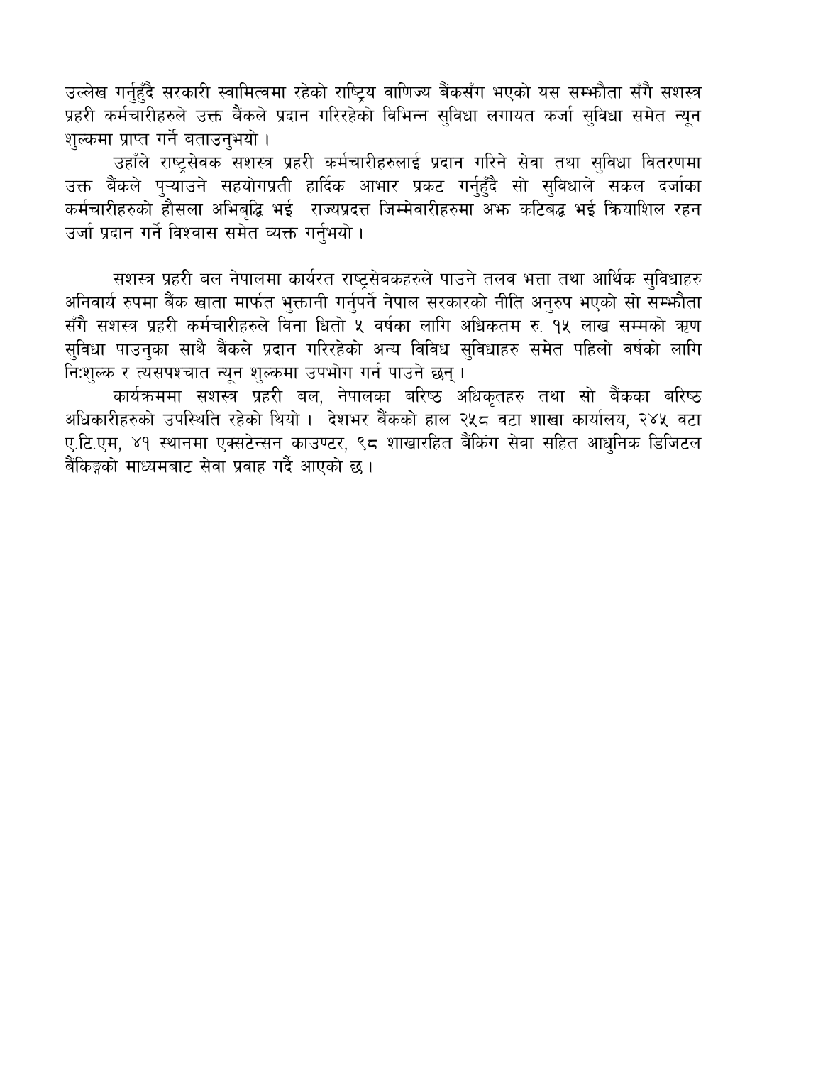उल्लेख गर्नुहुँदै सरकारी स्वामित्वमा रहेको राष्ट्रिय वाणिज्य बैंकसँग भएको यस सम्झौता सँगै सशस्त्र प्रहरी कर्मचारीहरुले उक्त बैंकले प्रदान गरिरहेको विभिन्न सुविधा लगायत कर्जा सुविधा समेत न्यून शुल्कमा प्राप्त गर्ने बताउनुभयो ।

उहाँले राष्ट्रसेवक सशस्त्र प्रहरी कर्मचारीहरुलाई प्रदान गरिने सेवा तथा सुविधा वितरणमा उक्त बैंकले पुऱ्याउने सहयोगप्रती हार्दिक आभार प्रकट गर्नुहुँदै सो सुविधाले सकल दर्जाका कर्मचारीहरुको हौसला अभिबृद्धि भई राज्यप्रदत्त जिम्मेवारीहरुमा अझ कटिबद्ध भई क्रियाशिल रहन उर्जा प्रदान गर्ने विश्वास समेत व्यक्त गर्नुभयो ।

सशस्त्र प्रहरी बल नेपालमा कार्यरत राष्ट्रसेवकहरुले पाउने तलव भत्ता तथा आर्थिक सुविधाहरु अनिवार्य रुपमा बैंक खाता मार्फत भुक्तानी गर्नुपर्ने नेपाल सरकारको नीति अनुरुप भएको सो सम्झौता सँगै सशस्त्र प्रहरी कर्मचारीहरुले विना धितो ५ वर्षका लागि अधिकतम रु. १५ लाख सम्मको ऋण सुविधा पाउनुका साथै बैंकले प्रदान गरिरहेको अन्य विविध सुविधाहरु समेत पहिलो वर्षको लागि निःशुल्क र त्यसपश्चात न्यून शुल्कमा उपभोग गर्न पाउने छन् ।

कार्यक्रममा सशस्त्र प्रहरी बल, नेपालका बरिष्ठ अधिकृतहरु तथा सो बैंकका बरिष्ठ अधिकारीहरुको उपस्थिति रहेको थियो । देशभर बैंकको हाल २५८ वटा शाखा कार्यालय, २४५ वटा ए.टि.एम, ४१ स्थानमा एक्सटेन्सन काउण्टर, ९८ शाखारहित बैंकिंग सेवा सहित आधुनिक डिजिटल बैंकिङ्गको माध्यमबाट सेवा प्रवाह गर्दै आएको छ ।